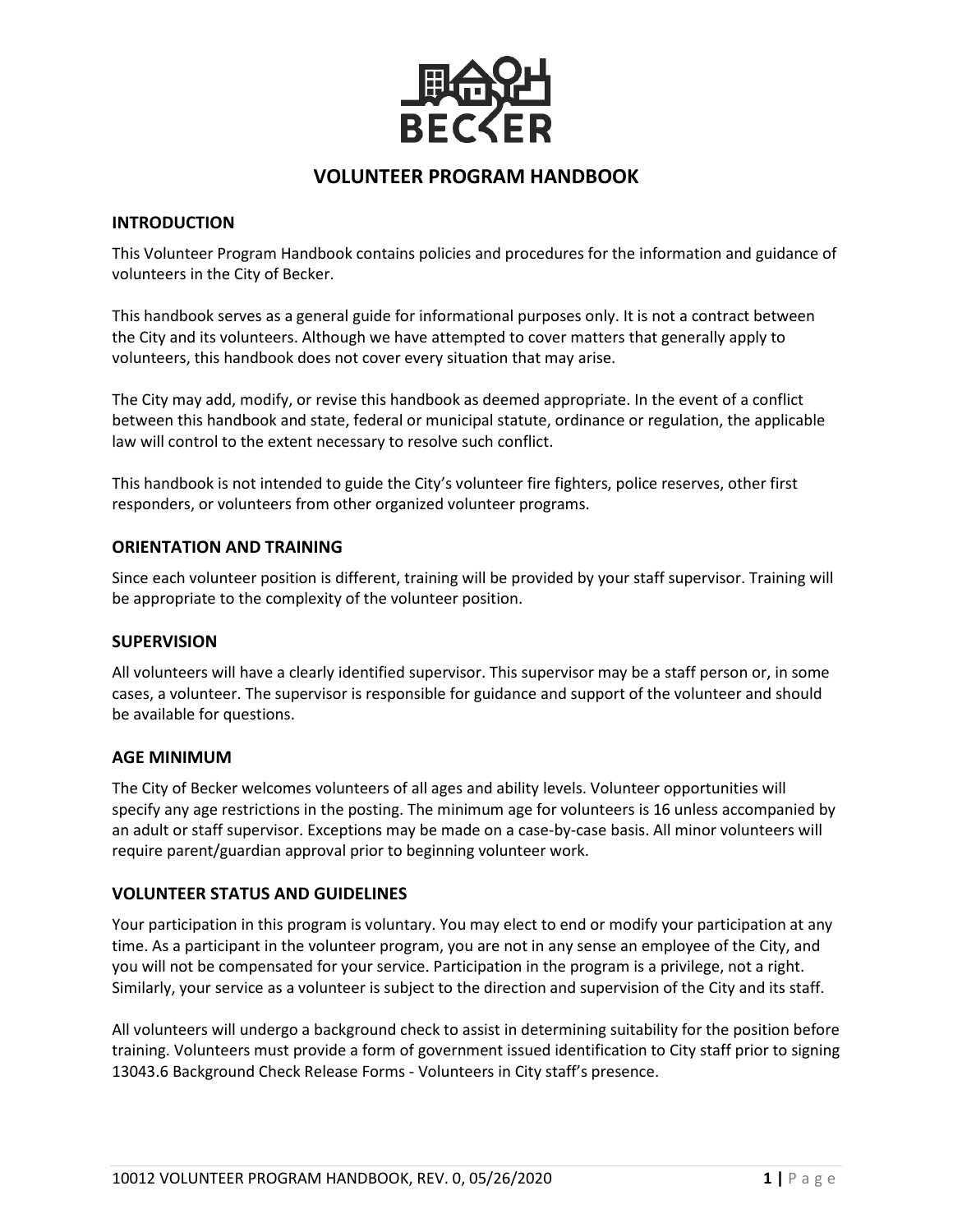# VOLUNTEER PROGRAM HANDBOOK

## INTRODUCTION

This Volunteer Program Handbook contains policies and procedures for the information and guidance of volunteers in the City of Becker.

This handbook serves as a general guide for informational purposes only. It is not a contract between the City and its volunteers. Although we have attempted to cover matters that generally apply to volunteers, this handbook does not cover every situation that may arise.

The City may add, modify, or revise this handbook as deemed appropriate. In the event of a conflict between this handbook and state, federal or municipal statute, ordinance or regulation, the applicable law will control to the extent necessary to resolve such conflict.

This handbook is not intended to guide the City's volunteer fire fighters, police reserves, other first responders, or volunteers from other organized volunteer programs.

## ORIENTATION AND TRAINING

Since each volunteer position is different, training will be provided by your staff supervisor. Training will be appropriate to the complexity of the volunteer position.

## SUPERVISION

All volunteers will have a clearly identified supervisor. This supervisor may be a staff person or, in some cases, a volunteer. The supervisor is responsible for guidance and support of the volunteer and should be available for questions.

## AGE MINIMUM

The City of Becker welcomes volunteers of all ages and ability levels. Volunteer opportunities will specify any age restrictions in the posting. The minimum age for volunteers is 16 unless accompanied by an adult or staff supervisor. Exceptions may be made on a case-by-case basis. All minor volunteers will require parent/guardian approval prior to beginning volunteer work.

## VOLUNTEER STATUS AND GUIDELINES

Your participation in this program is voluntary. You may elect to end or modify your participation at any time. As a participant in the volunteer program, you are not in any sense an employee of the City, and you will not be compensated for your service. Participation in the program is a privilege, not a right. Similarly, your service as a volunteer is subject to the direction and supervision of the City and its staff.

All volunteers will undergo a background check to assist in determining suitability for the position before training. Volunteers must provide a form of government issued identification to City staff prior to signing 13043.6 Background Check Release Forms - Volunteers in City staff's presence.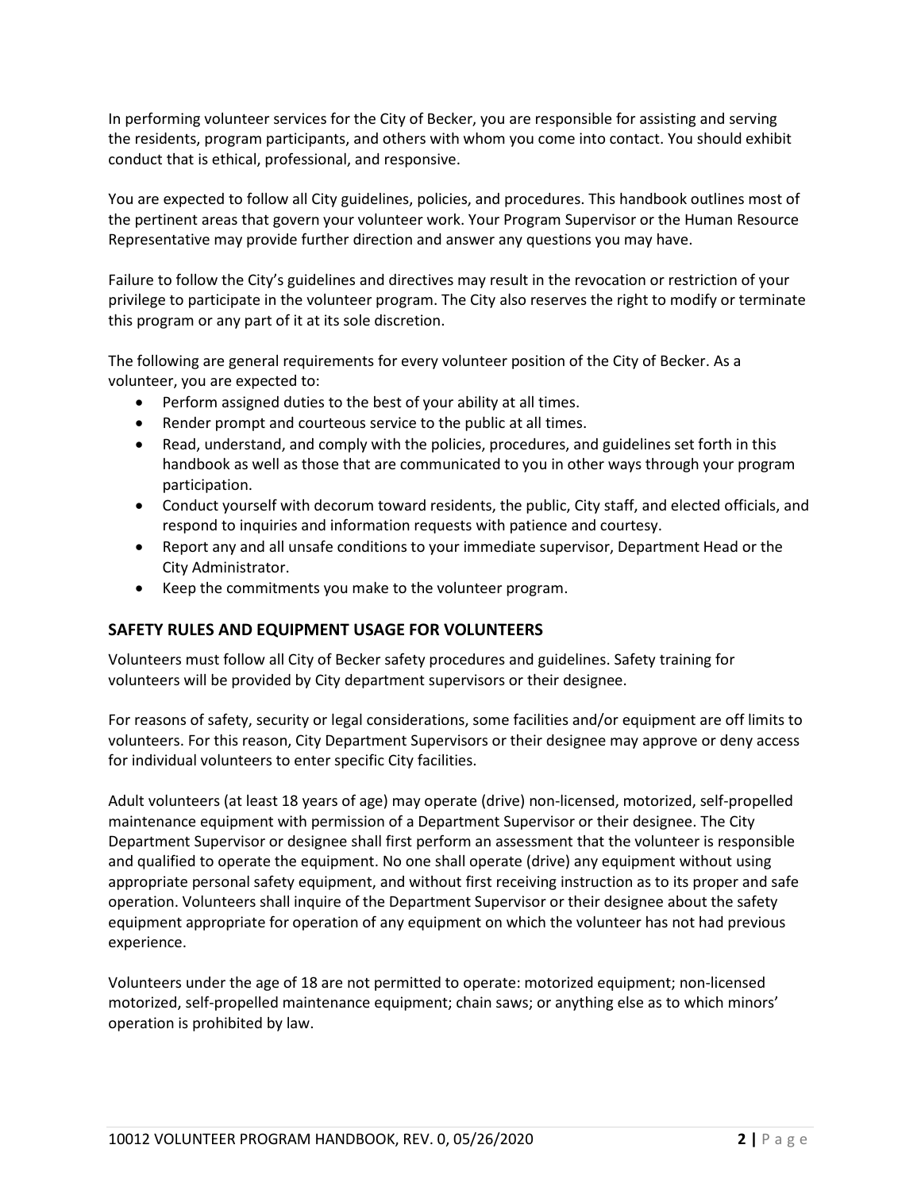In performing volunteer services for the City of Becker, you are responsible for assisting and serving the residents, program participants, and others with whom you come into contact. You should exhibit conduct that is ethical, professional, and responsive.

You are expected to follow all City guidelines, policies, and procedures. This handbook outlines most of the pertinent areas that govern your volunteer work. Your Program Supervisor or the Human Resource Representative may provide further direction and answer any questions you may have.

Failure to follow the City's guidelines and directives may result in the revocation or restriction of your privilege to participate in the volunteer program. The City also reserves the right to modify or terminate this program or any part of it at its sole discretion.

The following are general requirements for every volunteer position of the City of Becker. As a volunteer, you are expected to:

- Perform assigned duties to the best of your ability at all times.
- Render prompt and courteous service to the public at all times.
- Read, understand, and comply with the policies, procedures, and guidelines set forth in this handbook as well as those that are communicated to you in other ways through your program participation.
- Conduct yourself with decorum toward residents, the public, City staff, and elected officials, and respond to inquiries and information requests with patience and courtesy.
- Report any and all unsafe conditions to your immediate supervisor, Department Head or the City Administrator.
- Keep the commitments you make to the volunteer program.

## SAFETY RULES AND EQUIPMENT USAGE FOR VOLUNTEERS

Volunteers must follow all City of Becker safety procedures and guidelines. Safety training for volunteers will be provided by City department supervisors or their designee.

For reasons of safety, security or legal considerations, some facilities and/or equipment are off limits to volunteers. For this reason, City Department Supervisors or their designee may approve or deny access for individual volunteers to enter specific City facilities.

Adult volunteers (at least 18 years of age) may operate (drive) non-licensed, motorized, self-propelled maintenance equipment with permission of a Department Supervisor or their designee. The City Department Supervisor or designee shall first perform an assessment that the volunteer is responsible and qualified to operate the equipment. No one shall operate (drive) any equipment without using appropriate personal safety equipment, and without first receiving instruction as to its proper and safe operation. Volunteers shall inquire of the Department Supervisor or their designee about the safety equipment appropriate for operation of any equipment on which the volunteer has not had previous experience.

Volunteers under the age of 18 are not permitted to operate: motorized equipment; non-licensed motorized, self-propelled maintenance equipment; chain saws; or anything else as to which minors' operation is prohibited by law.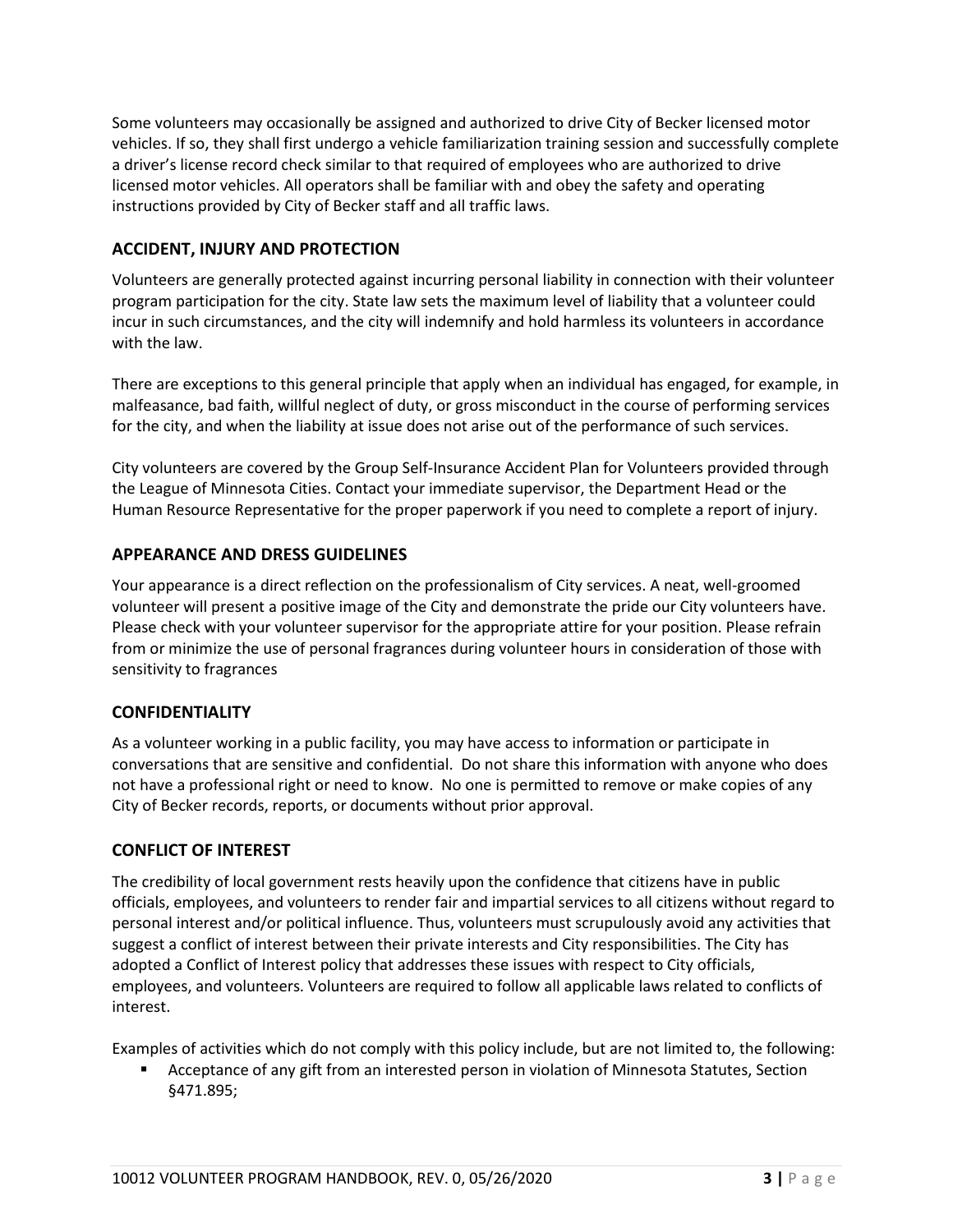Some volunteers may occasionally be assigned and authorized to drive City of Becker licensed motor vehicles. If so, they shall first undergo a vehicle familiarization training session and successfully complete a driver's license record check similar to that required of employees who are authorized to drive licensed motor vehicles. All operators shall be familiar with and obey the safety and operating instructions provided by City of Becker staff and all traffic laws.

## ACCIDENT, INJURY AND PROTECTION

Volunteers are generally protected against incurring personal liability in connection with their volunteer program participation for the city. State law sets the maximum level of liability that a volunteer could incur in such circumstances, and the city will indemnify and hold harmless its volunteers in accordance with the law.

There are exceptions to this general principle that apply when an individual has engaged, for example, in malfeasance, bad faith, willful neglect of duty, or gross misconduct in the course of performing services for the city, and when the liability at issue does not arise out of the performance of such services.

City volunteers are covered by the Group Self-Insurance Accident Plan for Volunteers provided through the League of Minnesota Cities. Contact your immediate supervisor, the Department Head or the Human Resource Representative for the proper paperwork if you need to complete a report of injury.

## APPEARANCE AND DRESS GUIDELINES

Your appearance is a direct reflection on the professionalism of City services. A neat, well-groomed volunteer will present a positive image of the City and demonstrate the pride our City volunteers have. Please check with your volunteer supervisor for the appropriate attire for your position. Please refrain from or minimize the use of personal fragrances during volunteer hours in consideration of those with sensitivity to fragrances

## CONFIDENTIALITY

As a volunteer working in a public facility, you may have access to information or participate in conversations that are sensitive and confidential. Do not share this information with anyone who does not have a professional right or need to know. No one is permitted to remove or make copies of any City of Becker records, reports, or documents without prior approval.

## CONFLICT OF INTEREST

The credibility of local government rests heavily upon the confidence that citizens have in public officials, employees, and volunteers to render fair and impartial services to all citizens without regard to personal interest and/or political influence. Thus, volunteers must scrupulously avoid any activities that suggest a conflict of interest between their private interests and City responsibilities. The City has adopted a Conflict of Interest policy that addresses these issues with respect to City officials, employees, and volunteers. Volunteers are required to follow all applicable laws related to conflicts of interest.

Examples of activities which do not comply with this policy include, but are not limited to, the following:

- Acceptance of any gift from an interested person in violation of Minnesota Statutes, Section §471.895;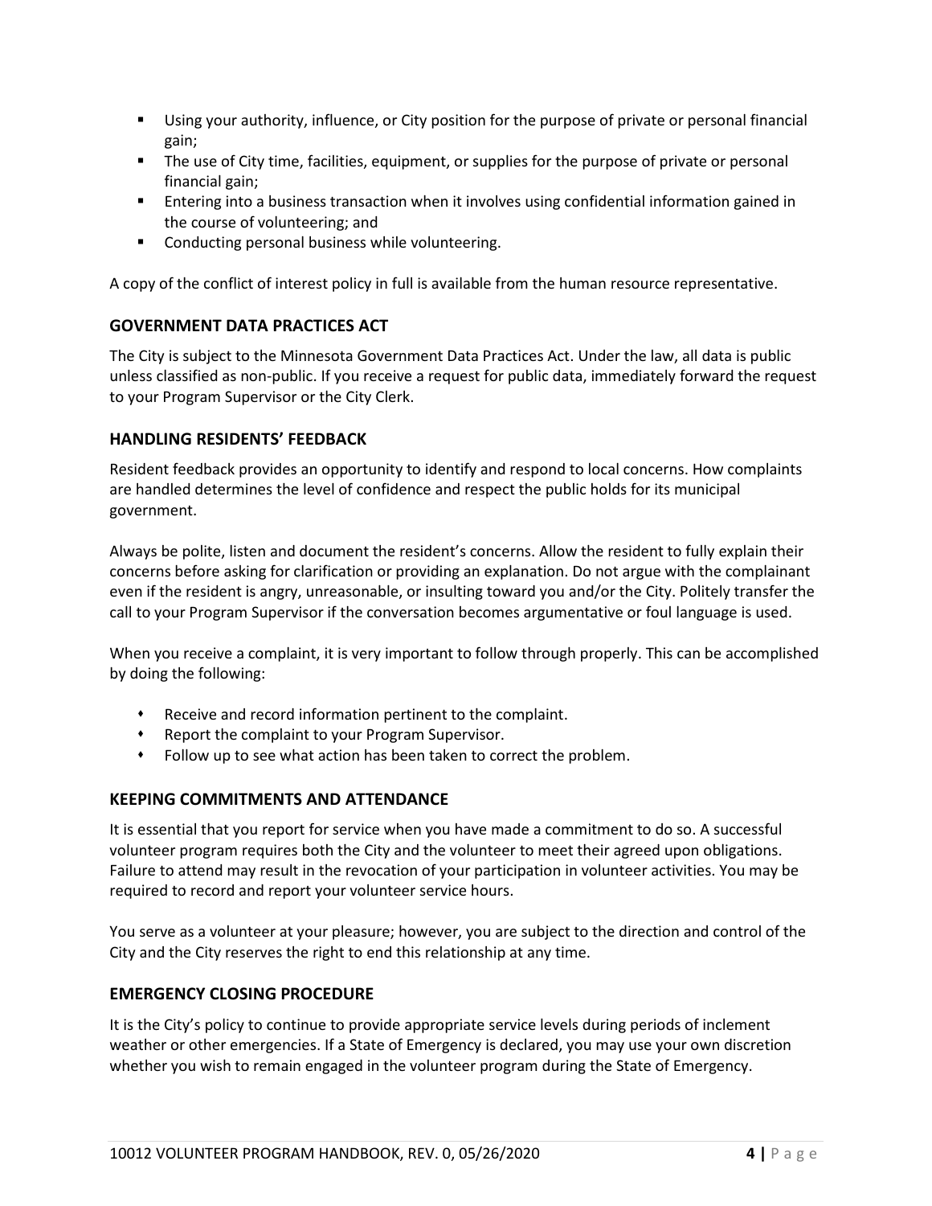- Using your authority, influence, or City position for the purpose of private or personal financial gain;
- The use of City time, facilities, equipment, or supplies for the purpose of private or personal financial gain;
- Entering into a business transaction when it involves using confidential information gained in the course of volunteering; and
- Conducting personal business while volunteering.

A copy of the conflict of interest policy in full is available from the human resource representative.

### GOVERNMENT DATA PRACTICES ACT

The City is subject to the Minnesota Government Data Practices Act. Under the law, all data is public unless classified as non-public. If you receive a request for public data, immediately forward the request to your Program Supervisor or the City Clerk.

### HANDLING RESIDENTS' FEEDBACK

Resident feedback provides an opportunity to identify and respond to local concerns. How complaints are handled determines the level of confidence and respect the public holds for its municipal government.

Always be polite, listen and document the resident's concerns. Allow the resident to fully explain their concerns before asking for clarification or providing an explanation. Do not argue with the complainant even if the resident is angry, unreasonable, or insulting toward you and/or the City. Politely transfer the call to your Program Supervisor if the conversation becomes argumentative or foul language is used.

When you receive a complaint, it is very important to follow through properly. This can be accomplished by doing the following:

- Receive and record information pertinent to the complaint.
- Report the complaint to your Program Supervisor.
- Follow up to see what action has been taken to correct the problem.

### KEEPING COMMITMENTS AND ATTENDANCE

It is essential that you report for service when you have made a commitment to do so. A successful volunteer program requires both the City and the volunteer to meet their agreed upon obligations. Failure to attend may result in the revocation of your participation in volunteer activities. You may be required to record and report your volunteer service hours.

You serve as a volunteer at your pleasure; however, you are subject to the direction and control of the City and the City reserves the right to end this relationship at any time.

### EMERGENCY CLOSING PROCEDURE

It is the City's policy to continue to provide appropriate service levels during periods of inclement weather or other emergencies. If a State of Emergency is declared, you may use your own discretion whether you wish to remain engaged in the volunteer program during the State of Emergency.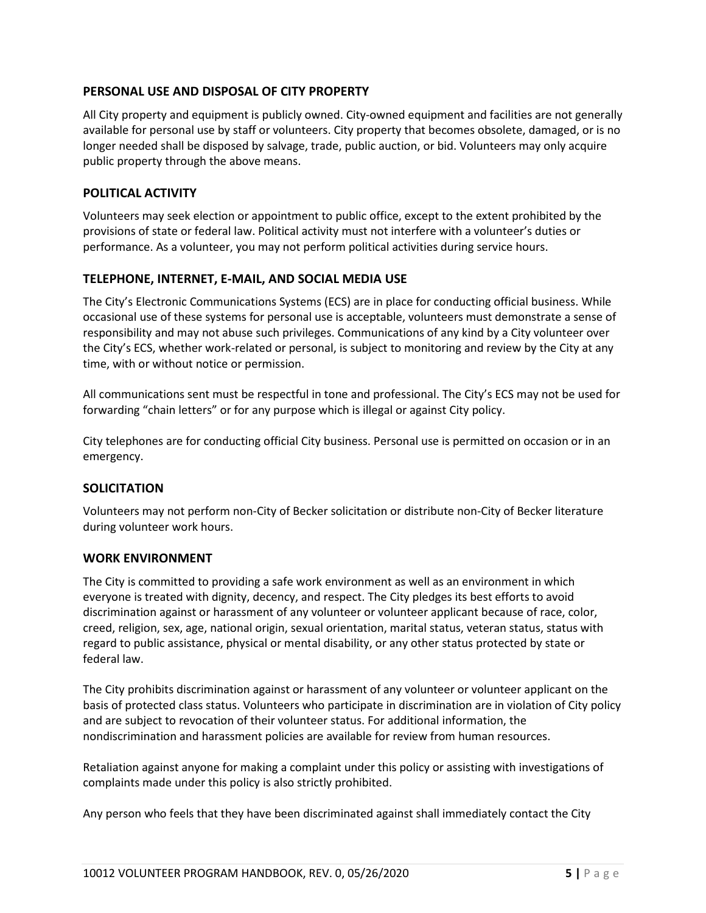## PERSONAL USE AND DISPOSAL OF CITY PROPERTY

All City property and equipment is publicly owned. City-owned equipment and facilities are not generally available for personal use by staff or volunteers. City property that becomes obsolete, damaged, or is no longer needed shall be disposed by salvage, trade, public auction, or bid. Volunteers may only acquire public property through the above means.

## POLITICAL ACTIVITY

Volunteers may seek election or appointment to public office, except to the extent prohibited by the provisions of state or federal law. Political activity must not interfere with a volunteer's duties or performance. As a volunteer, you may not perform political activities during service hours.

## TELEPHONE, INTERNET, E-MAIL, AND SOCIAL MEDIA USE

The City's Electronic Communications Systems (ECS) are in place for conducting official business. While occasional use of these systems for personal use is acceptable, volunteers must demonstrate a sense of responsibility and may not abuse such privileges. Communications of any kind by a City volunteer over the City's ECS, whether work-related or personal, is subject to monitoring and review by the City at any time, with or without notice or permission.

All communications sent must be respectful in tone and professional. The City's ECS may not be used for forwarding "chain letters" or for any purpose which is illegal or against City policy.

City telephones are for conducting official City business. Personal use is permitted on occasion or in an emergency.

## SOLICITATION

Volunteers may not perform non-City of Becker solicitation or distribute non-City of Becker literature during volunteer work hours.

## WORK ENVIRONMENT

The City is committed to providing a safe work environment as well as an environment in which everyone is treated with dignity, decency, and respect. The City pledges its best efforts to avoid discrimination against or harassment of any volunteer or volunteer applicant because of race, color, creed, religion, sex, age, national origin, sexual orientation, marital status, veteran status, status with regard to public assistance, physical or mental disability, or any other status protected by state or federal law.

The City prohibits discrimination against or harassment of any volunteer or volunteer applicant on the basis of protected class status. Volunteers who participate in discrimination are in violation of City policy and are subject to revocation of their volunteer status. For additional information, the nondiscrimination and harassment policies are available for review from human resources.

Retaliation against anyone for making a complaint under this policy or assisting with investigations of complaints made under this policy is also strictly prohibited.

Any person who feels that they have been discriminated against shall immediately contact the City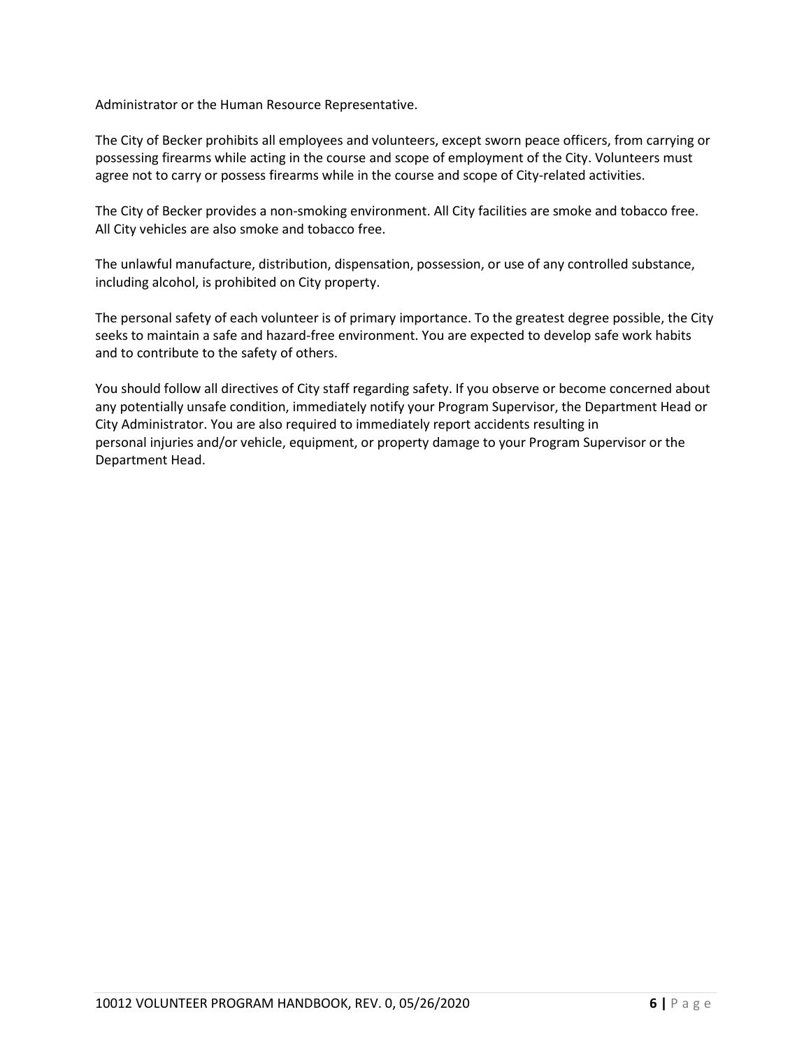Administrator or the Human Resource Representative.

The City of Becker prohibits all employees and volunteers, except sworn peace officers, from carrying or possessing firearms while acting in the course and scope of employment of the City. Volunteers must agree not to carry or possess firearms while in the course and scope of City-related activities.

The City of Becker provides a non-smoking environment. All City facilities are smoke and tobacco free. All City vehicles are also smoke and tobacco free.

The unlawful manufacture, distribution, dispensation, possession, or use of any controlled substance, including alcohol, is prohibited on City property.

The personal safety of each volunteer is of primary importance. To the greatest degree possible, the City seeks to maintain a safe and hazard-free environment. You are expected to develop safe work habits and to contribute to the safety of others.

You should follow all directives of City staff regarding safety. If you observe or become concerned about any potentially unsafe condition, immediately notify your Program Supervisor, the Department Head or City Administrator. You are also required to immediately report accidents resulting in personal injuries and/or vehicle, equipment, or property damage to your Program Supervisor or the Department Head.